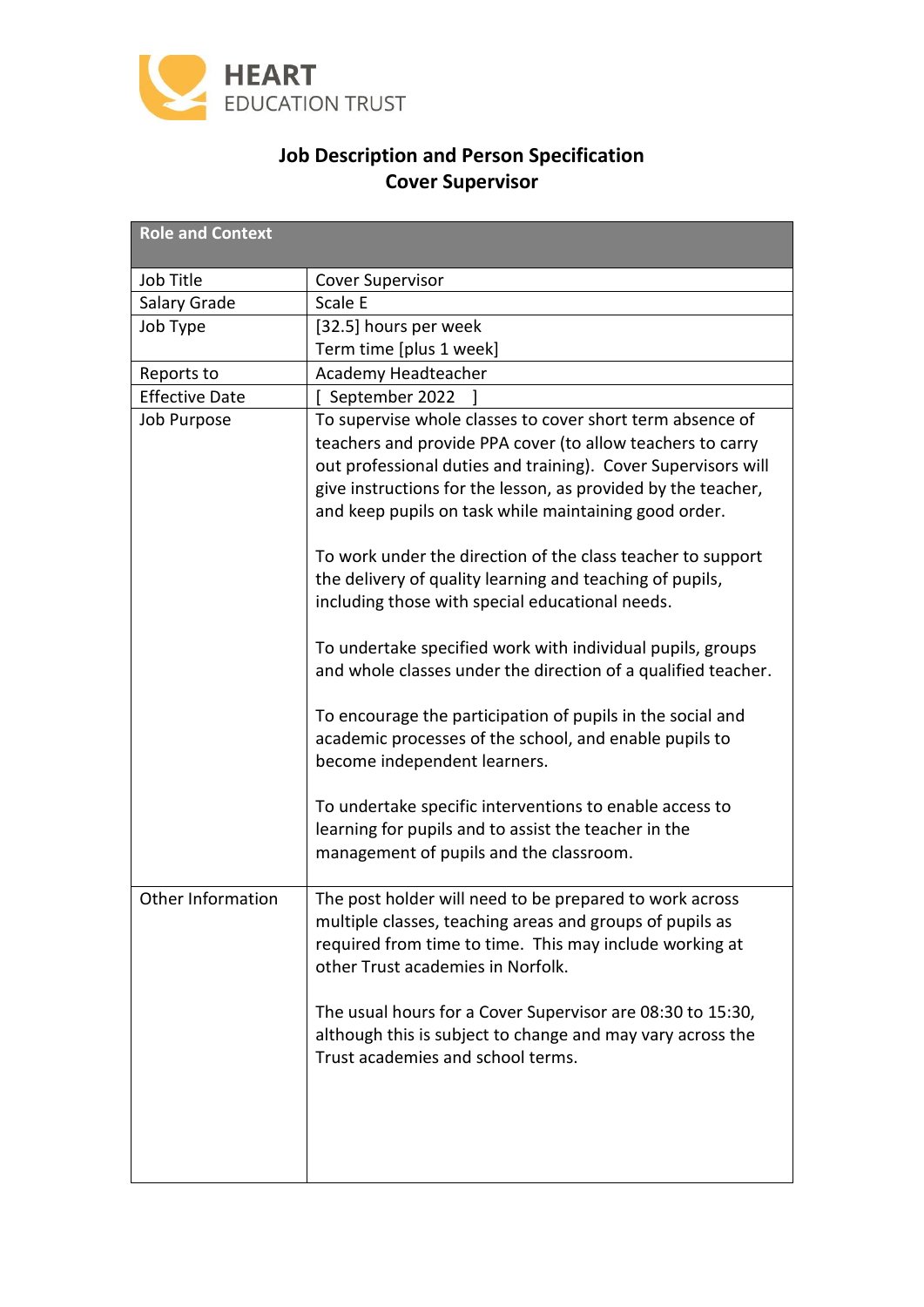HEART
EDUCATION TRUST

# Job Description and Person Specification
## Cover Supervisor

| Role and Context | |
|---|---|
| Job Title | Cover Supervisor |
| Salary Grade | Scale E |
| Job Type | [32.5] hours per week<br>Term time [plus 1 week] |
| Reports to | Academy Headteacher |
| Effective Date | [ September 2022 ] |
| Job Purpose | To supervise whole classes to cover short term absence of teachers and provide PPA cover (to allow teachers to carry out professional duties and training). Cover Supervisors will give instructions for the lesson, as provided by the teacher, and keep pupils on task while maintaining good order.<br><br>To work under the direction of the class teacher to support the delivery of quality learning and teaching of pupils, including those with special educational needs.<br><br>To undertake specified work with individual pupils, groups and whole classes under the direction of a qualified teacher.<br><br>To encourage the participation of pupils in the social and academic processes of the school, and enable pupils to become independent learners.<br><br>To undertake specific interventions to enable access to learning for pupils and to assist the teacher in the management of pupils and the classroom. |
| Other Information | The post holder will need to be prepared to work across multiple classes, teaching areas and groups of pupils as required from time to time. This may include working at other Trust academies in Norfolk.<br><br>The usual hours for a Cover Supervisor are 08:30 to 15:30, although this is subject to change and may vary across the Trust academies and school terms. |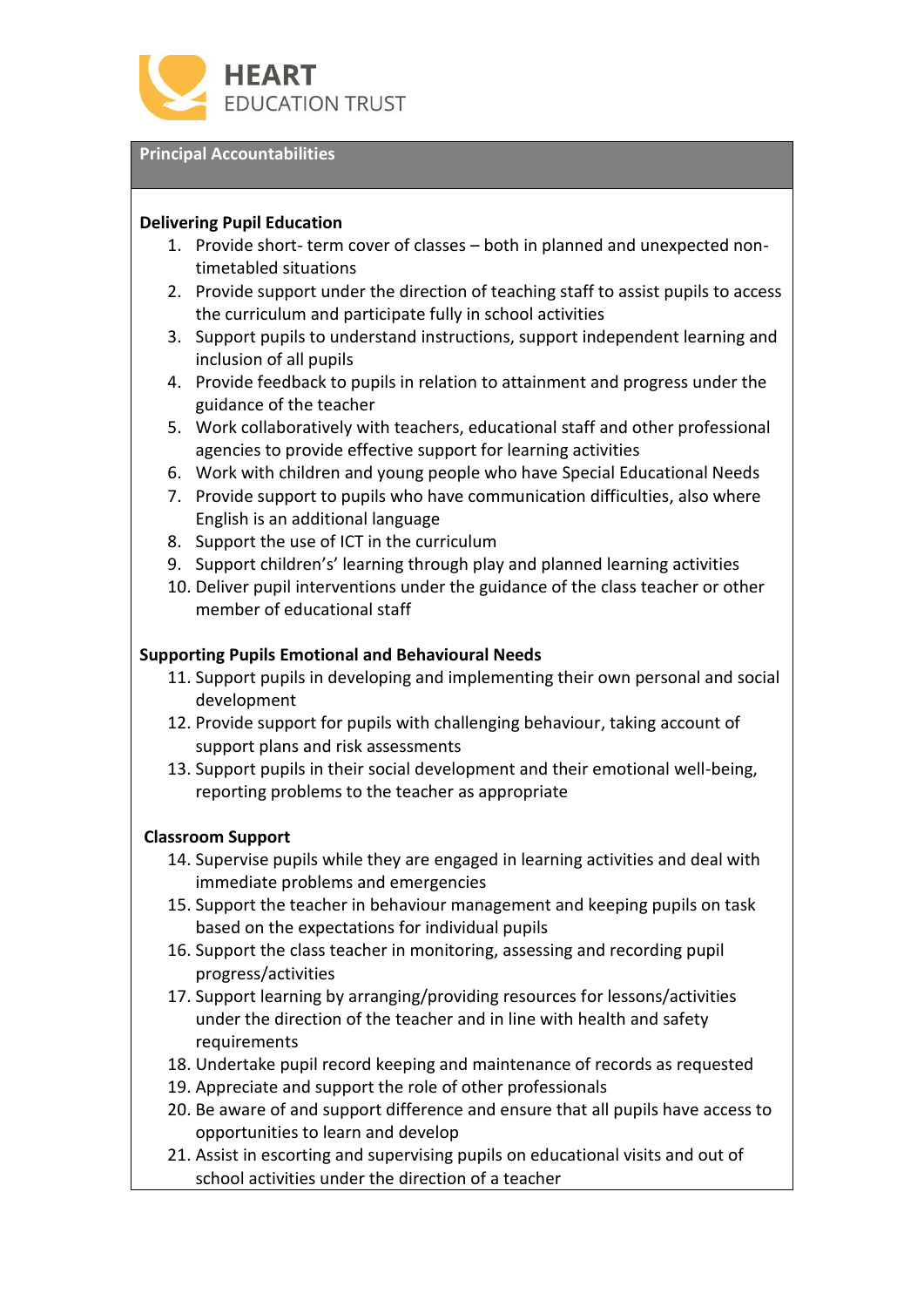**HEART**
EDUCATION TRUST

## Principal Accountabilities

### Delivering Pupil Education

1. Provide short- term cover of classes – both in planned and unexpected non-timetabled situations
2. Provide support under the direction of teaching staff to assist pupils to access the curriculum and participate fully in school activities
3. Support pupils to understand instructions, support independent learning and inclusion of all pupils
4. Provide feedback to pupils in relation to attainment and progress under the guidance of the teacher
5. Work collaboratively with teachers, educational staff and other professional agencies to provide effective support for learning activities
6. Work with children and young people who have Special Educational Needs
7. Provide support to pupils who have communication difficulties, also where English is an additional language
8. Support the use of ICT in the curriculum
9. Support children's' learning through play and planned learning activities
10. Deliver pupil interventions under the guidance of the class teacher or other member of educational staff

### Supporting Pupils Emotional and Behavioural Needs

11. Support pupils in developing and implementing their own personal and social development
12. Provide support for pupils with challenging behaviour, taking account of support plans and risk assessments
13. Support pupils in their social development and their emotional well-being, reporting problems to the teacher as appropriate

### Classroom Support

14. Supervise pupils while they are engaged in learning activities and deal with immediate problems and emergencies
15. Support the teacher in behaviour management and keeping pupils on task based on the expectations for individual pupils
16. Support the class teacher in monitoring, assessing and recording pupil progress/activities
17. Support learning by arranging/providing resources for lessons/activities under the direction of the teacher and in line with health and safety requirements
18. Undertake pupil record keeping and maintenance of records as requested
19. Appreciate and support the role of other professionals
20. Be aware of and support difference and ensure that all pupils have access to opportunities to learn and develop
21. Assist in escorting and supervising pupils on educational visits and out of school activities under the direction of a teacher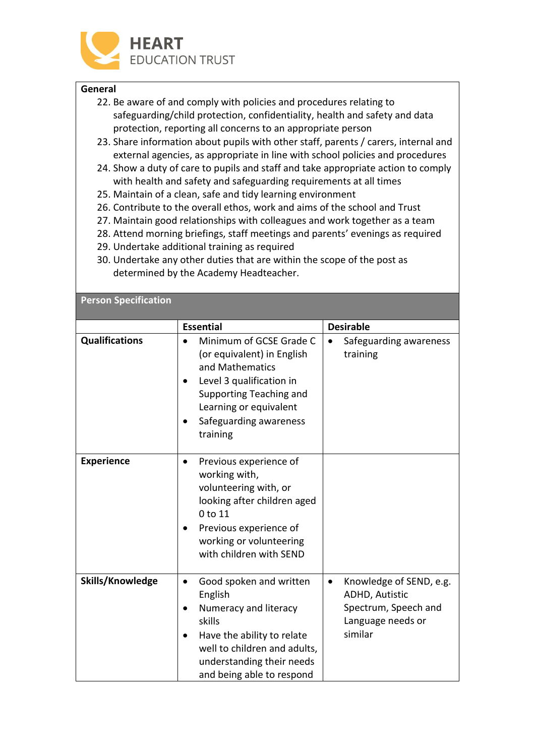**General**

22. Be aware of and comply with policies and procedures relating to safeguarding/child protection, confidentiality, health and safety and data protection, reporting all concerns to an appropriate person
23. Share information about pupils with other staff, parents / carers, internal and external agencies, as appropriate in line with school policies and procedures
24. Show a duty of care to pupils and staff and take appropriate action to comply with health and safety and safeguarding requirements at all times
25. Maintain of a clean, safe and tidy learning environment
26. Contribute to the overall ethos, work and aims of the school and Trust
27. Maintain good relationships with colleagues and work together as a team
28. Attend morning briefings, staff meetings and parents' evenings as required
29. Undertake additional training as required
30. Undertake any other duties that are within the scope of the post as determined by the Academy Headteacher.

**Person Specification**

| | Essential | Desirable |
|---|---|---|
| **Qualifications** | • Minimum of GCSE Grade C (or equivalent) in English and Mathematics<br>• Level 3 qualification in Supporting Teaching and Learning or equivalent<br>• Safeguarding awareness training | • Safeguarding awareness training |
| **Experience** | • Previous experience of working with, volunteering with, or looking after children aged 0 to 11<br>• Previous experience of working or volunteering with children with SEND | |
| **Skills/Knowledge** | • Good spoken and written English<br>• Numeracy and literacy skills<br>• Have the ability to relate well to children and adults, understanding their needs and being able to respond | • Knowledge of SEND, e.g. ADHD, Autistic Spectrum, Speech and Language needs or similar |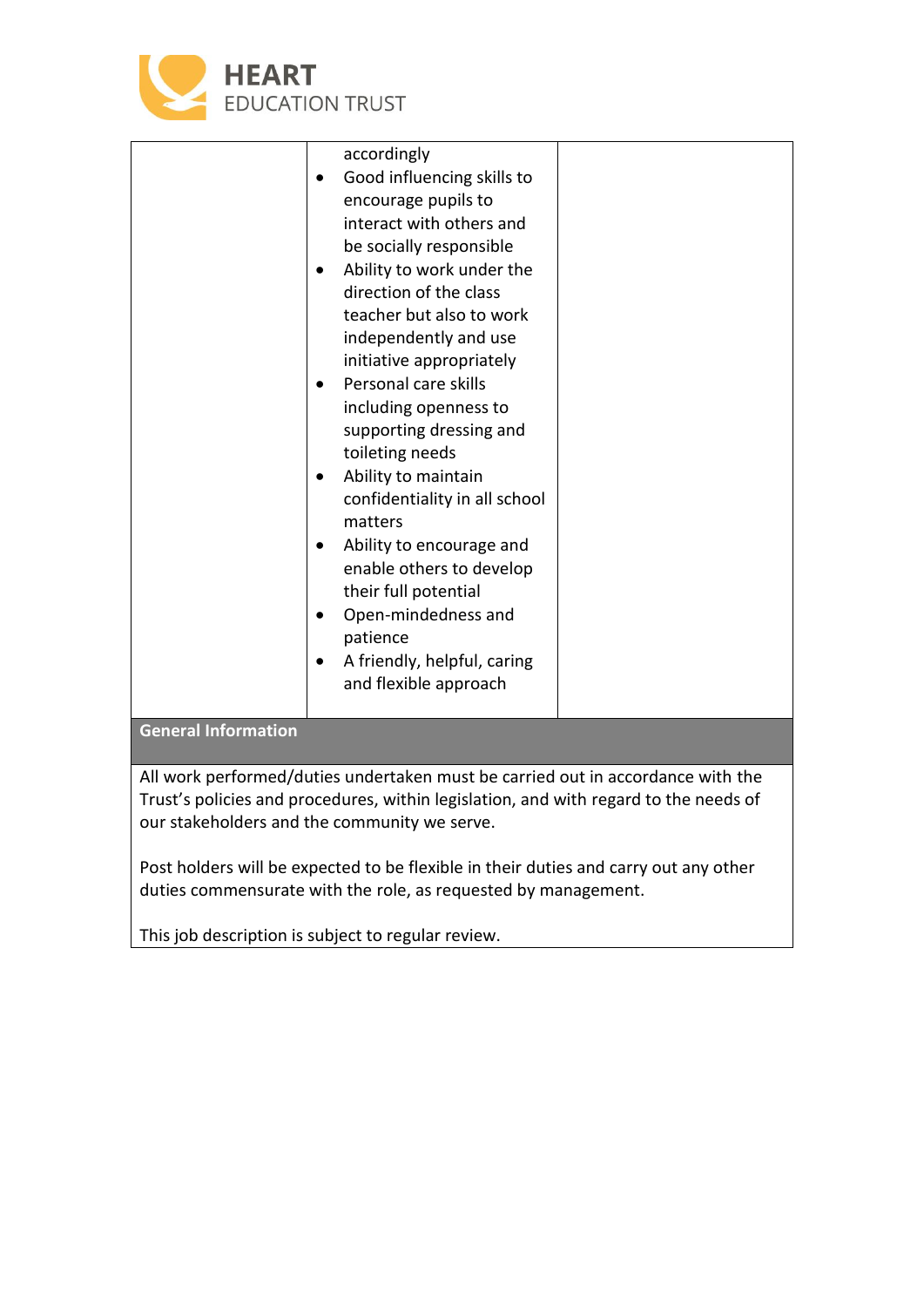| | | |
|---|---|---|
| | accordingly<br>• Good influencing skills to encourage pupils to interact with others and be socially responsible<br>• Ability to work under the direction of the class teacher but also to work independently and use initiative appropriately<br>• Personal care skills including openness to supporting dressing and toileting needs<br>• Ability to maintain confidentiality in all school matters<br>• Ability to encourage and enable others to develop their full potential<br>• Open-mindedness and patience<br>• A friendly, helpful, caring and flexible approach | |

**General Information**

All work performed/duties undertaken must be carried out in accordance with the Trust's policies and procedures, within legislation, and with regard to the needs of our stakeholders and the community we serve.

Post holders will be expected to be flexible in their duties and carry out any other duties commensurate with the role, as requested by management.

This job description is subject to regular review.